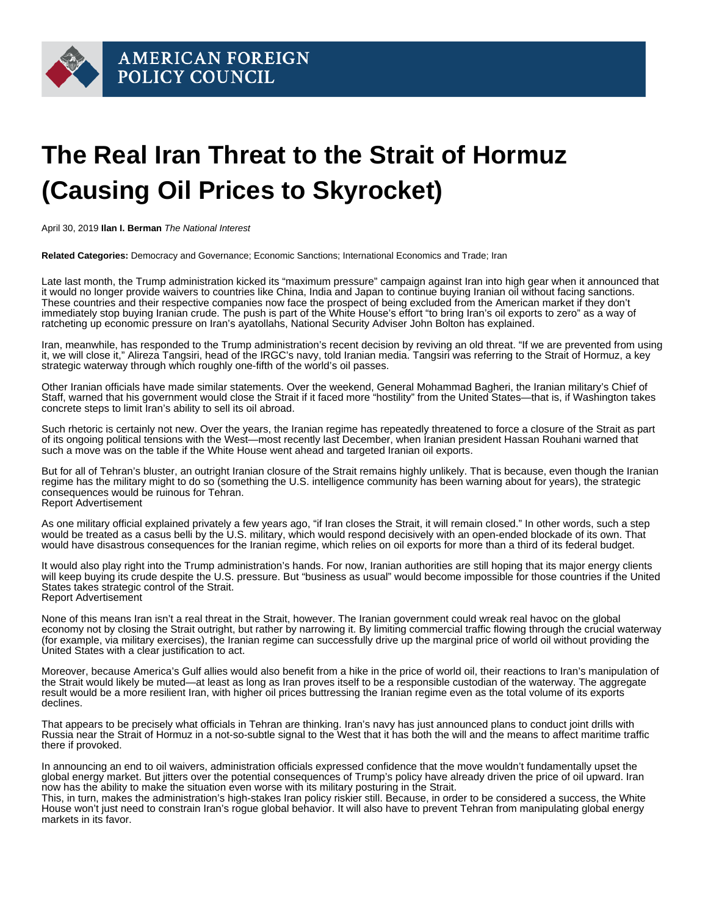AMERICAN FOREIGN POLICY COUNCIL

# The Real Iran Threat to the Strait of Hormuz (Causing Oil Prices to Skyrocket)

April 30, 2019 **Ilan I. Berman** *The National Interest*

**Related Categories:** Democracy and Governance; Economic Sanctions; International Economics and Trade; Iran

Late last month, the Trump administration kicked its "maximum pressure" campaign against Iran into high gear when it announced that it would no longer provide waivers to countries like China, India and Japan to continue buying Iranian oil without facing sanctions. These countries and their respective companies now face the prospect of being excluded from the American market if they don't immediately stop buying Iranian crude. The push is part of the White House's effort "to bring Iran's oil exports to zero" as a way of ratcheting up economic pressure on Iran's ayatollahs, National Security Adviser John Bolton has explained.

Iran, meanwhile, has responded to the Trump administration's recent decision by reviving an old threat. "If we are prevented from using it, we will close it," Alireza Tangsiri, head of the IRGC's navy, told Iranian media. Tangsiri was referring to the Strait of Hormuz, a key strategic waterway through which roughly one-fifth of the world's oil passes.

Other Iranian officials have made similar statements. Over the weekend, General Mohammad Bagheri, the Iranian military's Chief of Staff, warned that his government would close the Strait if it faced more "hostility" from the United States—that is, if Washington takes concrete steps to limit Iran's ability to sell its oil abroad.

Such rhetoric is certainly not new. Over the years, the Iranian regime has repeatedly threatened to force a closure of the Strait as part of its ongoing political tensions with the West—most recently last December, when Iranian president Hassan Rouhani warned that such a move was on the table if the White House went ahead and targeted Iranian oil exports.

But for all of Tehran's bluster, an outright Iranian closure of the Strait remains highly unlikely. That is because, even though the Iranian regime has the military might to do so (something the U.S. intelligence community has been warning about for years), the strategic consequences would be ruinous for Tehran.
Report Advertisement

As one military official explained privately a few years ago, "if Iran closes the Strait, it will remain closed." In other words, such a step would be treated as a casus belli by the U.S. military, which would respond decisively with an open-ended blockade of its own. That would have disastrous consequences for the Iranian regime, which relies on oil exports for more than a third of its federal budget.

It would also play right into the Trump administration's hands. For now, Iranian authorities are still hoping that its major energy clients will keep buying its crude despite the U.S. pressure. But "business as usual" would become impossible for those countries if the United States takes strategic control of the Strait.
Report Advertisement

None of this means Iran isn't a real threat in the Strait, however. The Iranian government could wreak real havoc on the global economy not by closing the Strait outright, but rather by narrowing it. By limiting commercial traffic flowing through the crucial waterway (for example, via military exercises), the Iranian regime can successfully drive up the marginal price of world oil without providing the United States with a clear justification to act.

Moreover, because America's Gulf allies would also benefit from a hike in the price of world oil, their reactions to Iran's manipulation of the Strait would likely be muted—at least as long as Iran proves itself to be a responsible custodian of the waterway. The aggregate result would be a more resilient Iran, with higher oil prices buttressing the Iranian regime even as the total volume of its exports declines.

That appears to be precisely what officials in Tehran are thinking. Iran's navy has just announced plans to conduct joint drills with Russia near the Strait of Hormuz in a not-so-subtle signal to the West that it has both the will and the means to affect maritime traffic there if provoked.

In announcing an end to oil waivers, administration officials expressed confidence that the move wouldn't fundamentally upset the global energy market. But jitters over the potential consequences of Trump's policy have already driven the price of oil upward. Iran now has the ability to make the situation even worse with its military posturing in the Strait.
This, in turn, makes the administration's high-stakes Iran policy riskier still. Because, in order to be considered a success, the White House won't just need to constrain Iran's rogue global behavior. It will also have to prevent Tehran from manipulating global energy markets in its favor.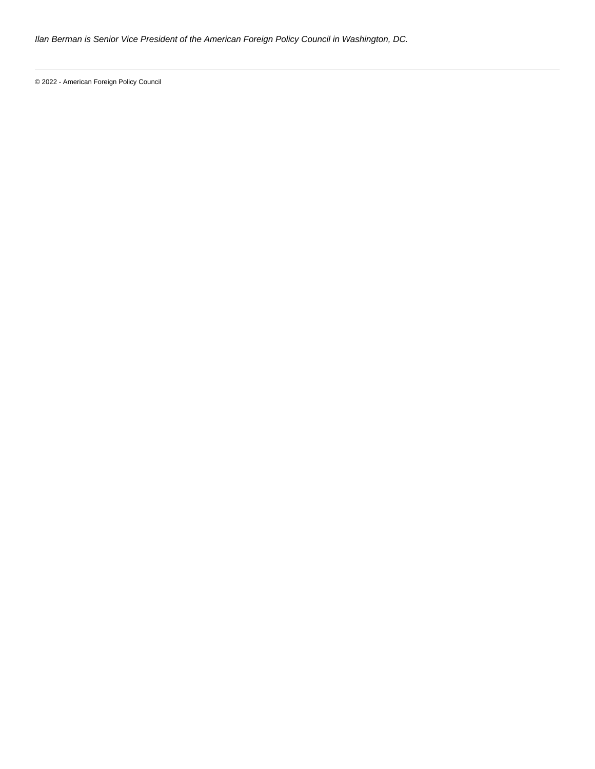*Ilan Berman is Senior Vice President of the American Foreign Policy Council in Washington, DC.*

---

© 2022 - American Foreign Policy Council